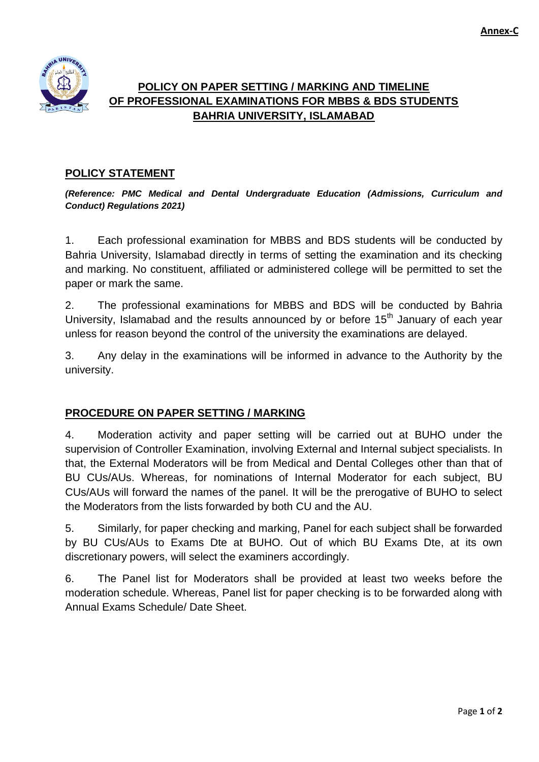Annex-C

# POLICY ON PAPER SETTING / MARKING AND TIMELINE OF PROFESSIONAL EXAMINATIONS FOR MBBS & BDS STUDENTS BAHRIA UNIVERSITY, ISLAMABAD

## POLICY STATEMENT

***(Reference: PMC Medical and Dental Undergraduate Education (Admissions, Curriculum and Conduct) Regulations 2021)***

1. Each professional examination for MBBS and BDS students will be conducted by Bahria University, Islamabad directly in terms of setting the examination and its checking and marking. No constituent, affiliated or administered college will be permitted to set the paper or mark the same.

2. The professional examinations for MBBS and BDS will be conducted by Bahria University, Islamabad and the results announced by or before 15th January of each year unless for reason beyond the control of the university the examinations are delayed.

3. Any delay in the examinations will be informed in advance to the Authority by the university.

## PROCEDURE ON PAPER SETTING / MARKING

4. Moderation activity and paper setting will be carried out at BUHO under the supervision of Controller Examination, involving External and Internal subject specialists. In that, the External Moderators will be from Medical and Dental Colleges other than that of BU CUs/AUs. Whereas, for nominations of Internal Moderator for each subject, BU CUs/AUs will forward the names of the panel. It will be the prerogative of BUHO to select the Moderators from the lists forwarded by both CU and the AU.

5. Similarly, for paper checking and marking, Panel for each subject shall be forwarded by BU CUs/AUs to Exams Dte at BUHO. Out of which BU Exams Dte, at its own discretionary powers, will select the examiners accordingly.

6. The Panel list for Moderators shall be provided at least two weeks before the moderation schedule. Whereas, Panel list for paper checking is to be forwarded along with Annual Exams Schedule/ Date Sheet.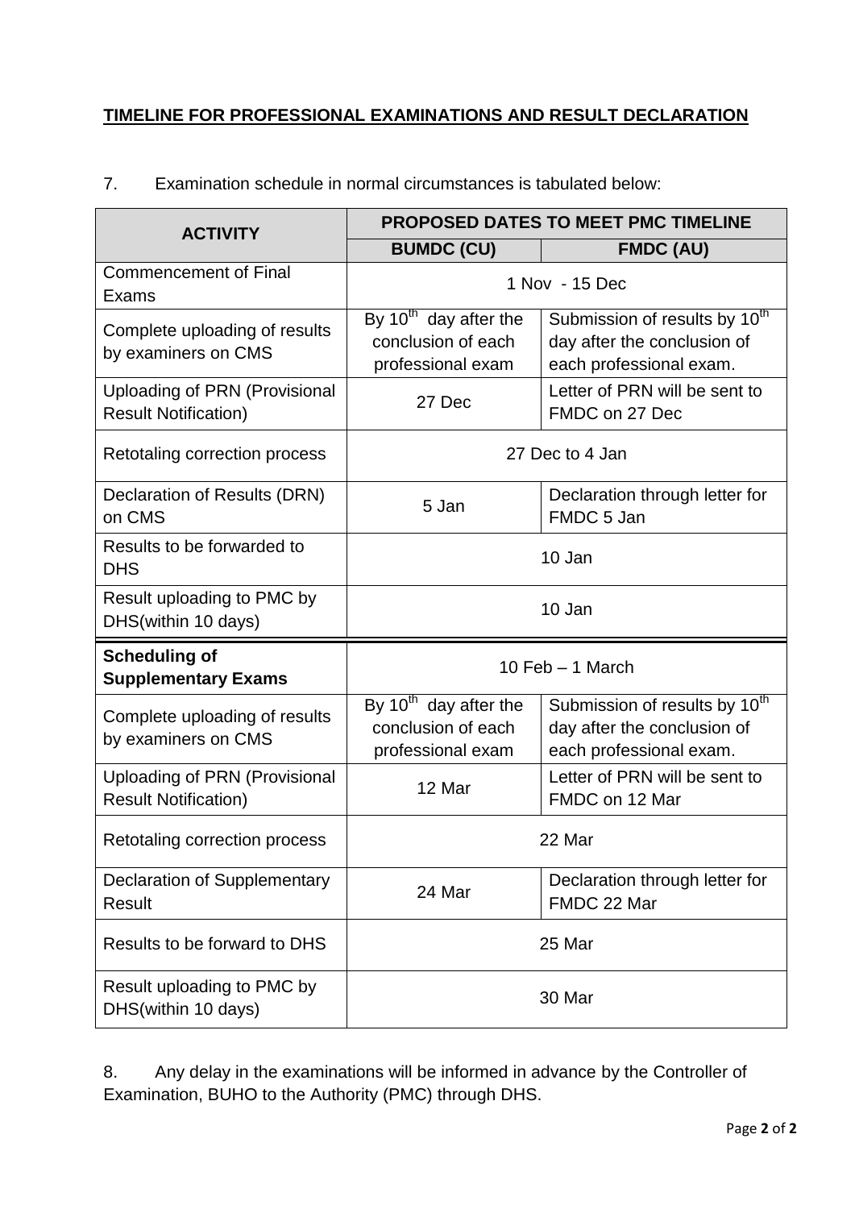**TIMELINE FOR PROFESSIONAL EXAMINATIONS AND RESULT DECLARATION**

7. Examination schedule in normal circumstances is tabulated below:

| ACTIVITY | PROPOSED DATES TO MEET PMC TIMELINE | |
|---|---|---|
| | **BUMDC (CU)** | **FMDC (AU)** |
| Commencement of Final Exams | 1 Nov - 15 Dec | |
| Complete uploading of results by examiners on CMS | By $10^{th}$ day after the conclusion of each professional exam | Submission of results by $10^{th}$ day after the conclusion of each professional exam. |
| Uploading of PRN (Provisional Result Notification) | 27 Dec | Letter of PRN will be sent to FMDC on 27 Dec |
| Retotaling correction process | 27 Dec to 4 Jan | |
| Declaration of Results (DRN) on CMS | 5 Jan | Declaration through letter for FMDC 5 Jan |
| Results to be forwarded to DHS | 10 Jan | |
| Result uploading to PMC by DHS(within 10 days) | 10 Jan | |
| **Scheduling of Supplementary Exams** | 10 Feb – 1 March | |
| Complete uploading of results by examiners on CMS | By $10^{th}$ day after the conclusion of each professional exam | Submission of results by $10^{th}$ day after the conclusion of each professional exam. |
| Uploading of PRN (Provisional Result Notification) | 12 Mar | Letter of PRN will be sent to FMDC on 12 Mar |
| Retotaling correction process | 22 Mar | |
| Declaration of Supplementary Result | 24 Mar | Declaration through letter for FMDC 22 Mar |
| Results to be forward to DHS | 25 Mar | |
| Result uploading to PMC by DHS(within 10 days) | 30 Mar | |

8. Any delay in the examinations will be informed in advance by the Controller of Examination, BUHO to the Authority (PMC) through DHS.